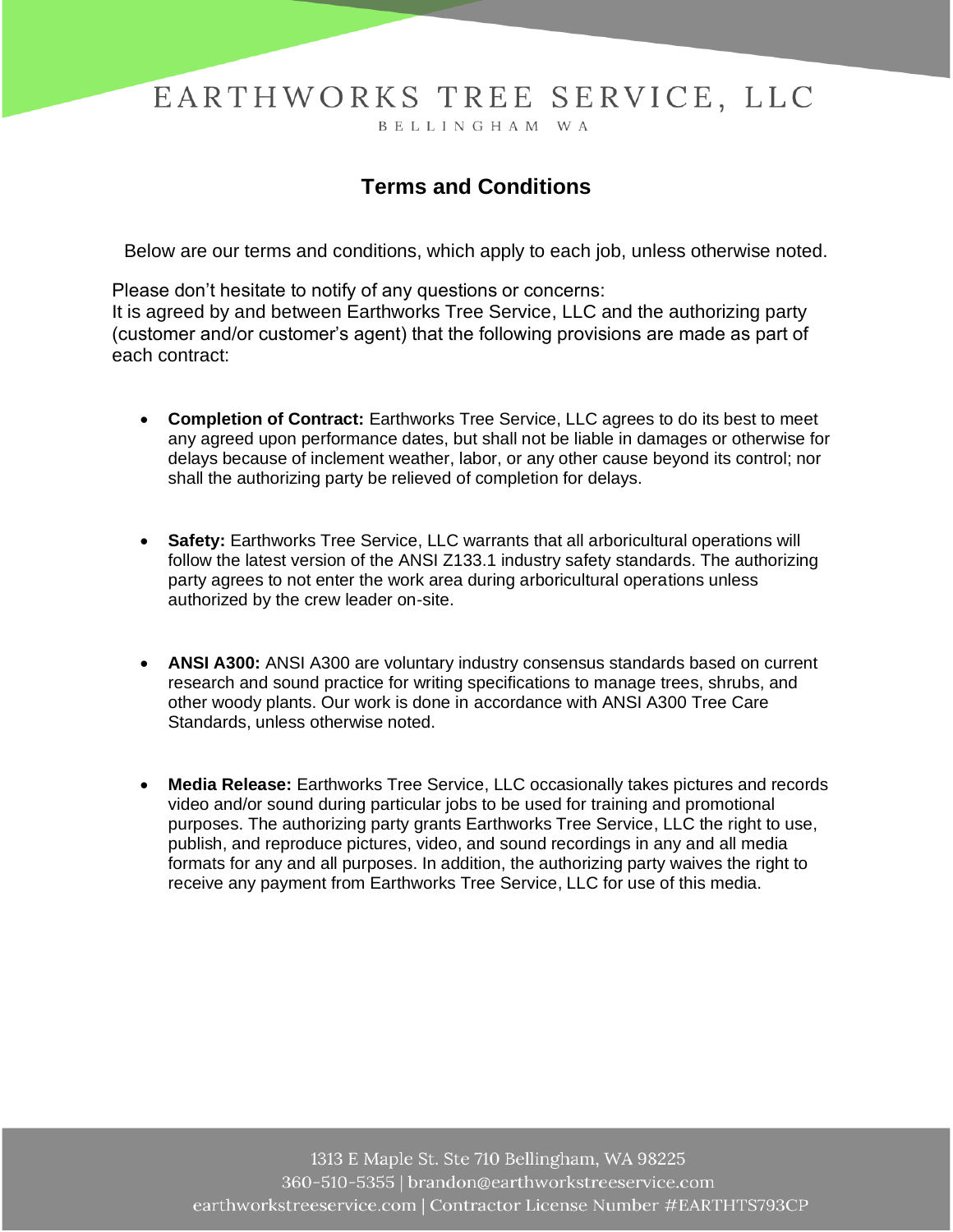# EARTHWORKS TREE SERVICE, LLC

BELLINGHAM WA

## Terms and Conditions

Below are our terms and conditions, which apply to each job, unless otherwise noted.

Please don't hesitate to notify of any questions or concerns:
It is agreed by and between Earthworks Tree Service, LLC and the authorizing party (customer and/or customer's agent) that the following provisions are made as part of each contract:

- **Completion of Contract:** Earthworks Tree Service, LLC agrees to do its best to meet any agreed upon performance dates, but shall not be liable in damages or otherwise for delays because of inclement weather, labor, or any other cause beyond its control; nor shall the authorizing party be relieved of completion for delays.

- **Safety:** Earthworks Tree Service, LLC warrants that all arboricultural operations will follow the latest version of the ANSI Z133.1 industry safety standards. The authorizing party agrees to not enter the work area during arboricultural operations unless authorized by the crew leader on-site.

- **ANSI A300:** ANSI A300 are voluntary industry consensus standards based on current research and sound practice for writing specifications to manage trees, shrubs, and other woody plants. Our work is done in accordance with ANSI A300 Tree Care Standards, unless otherwise noted.

- **Media Release:** Earthworks Tree Service, LLC occasionally takes pictures and records video and/or sound during particular jobs to be used for training and promotional purposes. The authorizing party grants Earthworks Tree Service, LLC the right to use, publish, and reproduce pictures, video, and sound recordings in any and all media formats for any and all purposes. In addition, the authorizing party waives the right to receive any payment from Earthworks Tree Service, LLC for use of this media.

1313 E Maple St. Ste 710 Bellingham, WA 98225
360-510-5355 | brandon@earthworkstreeservice.com
earthworkstreeservice.com | Contractor License Number #EARTHTS793CP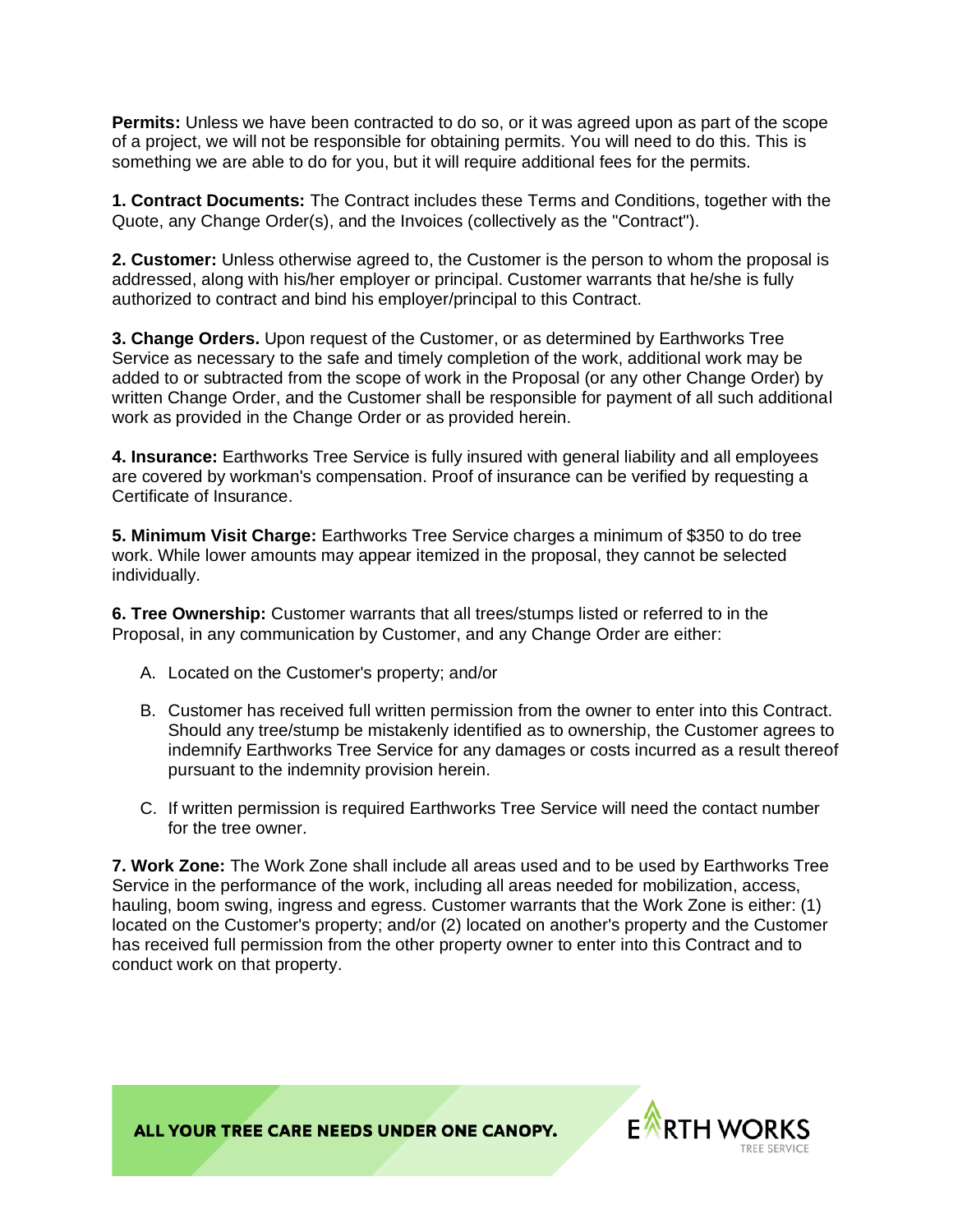**Permits:** Unless we have been contracted to do so, or it was agreed upon as part of the scope of a project, we will not be responsible for obtaining permits. You will need to do this. This is something we are able to do for you, but it will require additional fees for the permits.

**1. Contract Documents:** The Contract includes these Terms and Conditions, together with the Quote, any Change Order(s), and the Invoices (collectively as the "Contract").

**2. Customer:** Unless otherwise agreed to, the Customer is the person to whom the proposal is addressed, along with his/her employer or principal. Customer warrants that he/she is fully authorized to contract and bind his employer/principal to this Contract.

**3. Change Orders.** Upon request of the Customer, or as determined by Earthworks Tree Service as necessary to the safe and timely completion of the work, additional work may be added to or subtracted from the scope of work in the Proposal (or any other Change Order) by written Change Order, and the Customer shall be responsible for payment of all such additional work as provided in the Change Order or as provided herein.

**4. Insurance:** Earthworks Tree Service is fully insured with general liability and all employees are covered by workman's compensation. Proof of insurance can be verified by requesting a Certificate of Insurance.

**5. Minimum Visit Charge:** Earthworks Tree Service charges a minimum of $350 to do tree work. While lower amounts may appear itemized in the proposal, they cannot be selected individually.

**6. Tree Ownership:** Customer warrants that all trees/stumps listed or referred to in the Proposal, in any communication by Customer, and any Change Order are either:

A. Located on the Customer's property; and/or

B. Customer has received full written permission from the owner to enter into this Contract. Should any tree/stump be mistakenly identified as to ownership, the Customer agrees to indemnify Earthworks Tree Service for any damages or costs incurred as a result thereof pursuant to the indemnity provision herein.

C. If written permission is required Earthworks Tree Service will need the contact number for the tree owner.

**7. Work Zone:** The Work Zone shall include all areas used and to be used by Earthworks Tree Service in the performance of the work, including all areas needed for mobilization, access, hauling, boom swing, ingress and egress. Customer warrants that the Work Zone is either: (1) located on the Customer's property; and/or (2) located on another's property and the Customer has received full permission from the other property owner to enter into this Contract and to conduct work on that property.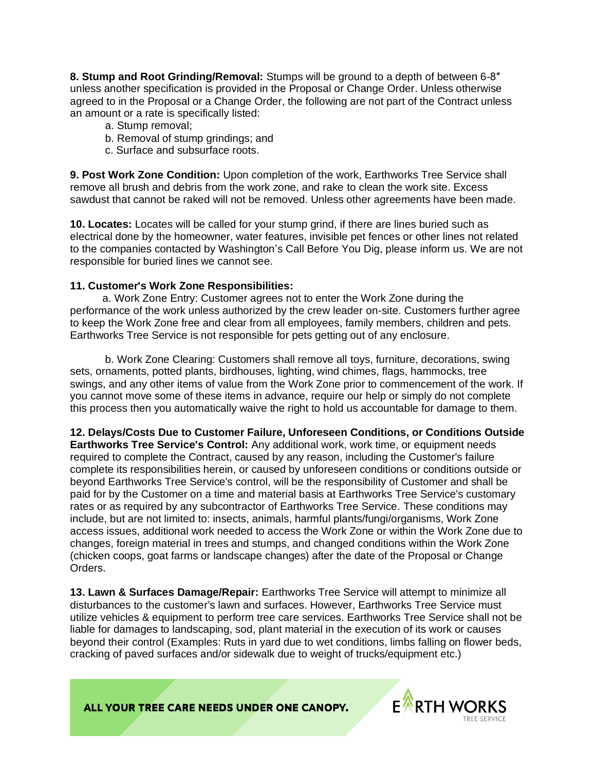**8. Stump and Root Grinding/Removal:** Stumps will be ground to a depth of between 6-8″ unless another specification is provided in the Proposal or Change Order. Unless otherwise agreed to in the Proposal or a Change Order, the following are not part of the Contract unless an amount or a rate is specifically listed:

a. Stump removal;
b. Removal of stump grindings; and
c. Surface and subsurface roots.

**9. Post Work Zone Condition:** Upon completion of the work, Earthworks Tree Service shall remove all brush and debris from the work zone, and rake to clean the work site. Excess sawdust that cannot be raked will not be removed. Unless other agreements have been made.

**10. Locates:** Locates will be called for your stump grind, if there are lines buried such as electrical done by the homeowner, water features, invisible pet fences or other lines not related to the companies contacted by Washington's Call Before You Dig, please inform us. We are not responsible for buried lines we cannot see.

**11. Customer's Work Zone Responsibilities:**

a. Work Zone Entry: Customer agrees not to enter the Work Zone during the performance of the work unless authorized by the crew leader on-site. Customers further agree to keep the Work Zone free and clear from all employees, family members, children and pets. Earthworks Tree Service is not responsible for pets getting out of any enclosure.

b. Work Zone Clearing: Customers shall remove all toys, furniture, decorations, swing sets, ornaments, potted plants, birdhouses, lighting, wind chimes, flags, hammocks, tree swings, and any other items of value from the Work Zone prior to commencement of the work. If you cannot move some of these items in advance, require our help or simply do not complete this process then you automatically waive the right to hold us accountable for damage to them.

**12. Delays/Costs Due to Customer Failure, Unforeseen Conditions, or Conditions Outside Earthworks Tree Service's Control:** Any additional work, work time, or equipment needs required to complete the Contract, caused by any reason, including the Customer's failure complete its responsibilities herein, or caused by unforeseen conditions or conditions outside or beyond Earthworks Tree Service's control, will be the responsibility of Customer and shall be paid for by the Customer on a time and material basis at Earthworks Tree Service's customary rates or as required by any subcontractor of Earthworks Tree Service. These conditions may include, but are not limited to: insects, animals, harmful plants/fungi/organisms, Work Zone access issues, additional work needed to access the Work Zone or within the Work Zone due to changes, foreign material in trees and stumps, and changed conditions within the Work Zone (chicken coops, goat farms or landscape changes) after the date of the Proposal or Change Orders.

**13. Lawn & Surfaces Damage/Repair:** Earthworks Tree Service will attempt to minimize all disturbances to the customer's lawn and surfaces. However, Earthworks Tree Service must utilize vehicles & equipment to perform tree care services. Earthworks Tree Service shall not be liable for damages to landscaping, sod, plant material in the execution of its work or causes beyond their control (Examples: Ruts in yard due to wet conditions, limbs falling on flower beds, cracking of paved surfaces and/or sidewalk due to weight of trucks/equipment etc.)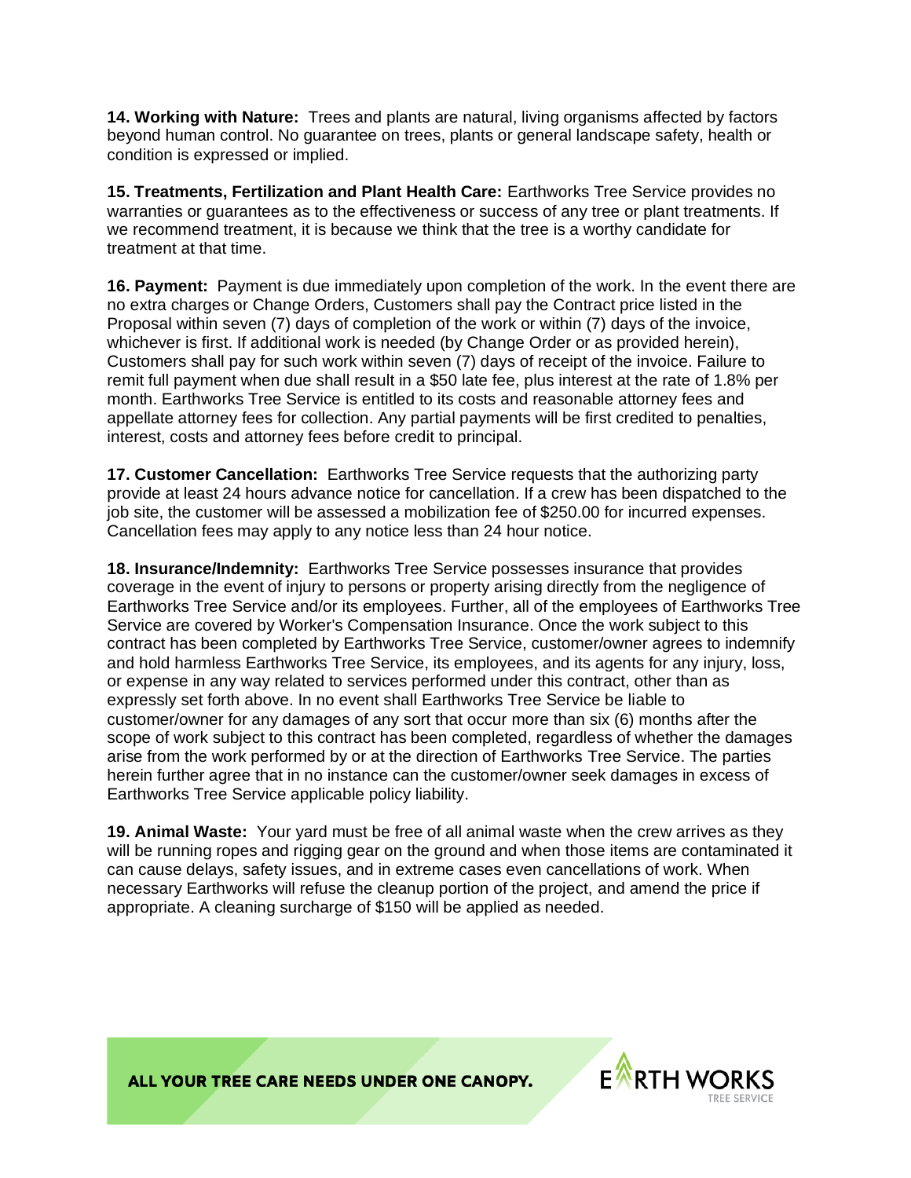**14. Working with Nature:** Trees and plants are natural, living organisms affected by factors beyond human control. No guarantee on trees, plants or general landscape safety, health or condition is expressed or implied.

**15. Treatments, Fertilization and Plant Health Care:** Earthworks Tree Service provides no warranties or guarantees as to the effectiveness or success of any tree or plant treatments. If we recommend treatment, it is because we think that the tree is a worthy candidate for treatment at that time.

**16. Payment:** Payment is due immediately upon completion of the work. In the event there are no extra charges or Change Orders, Customers shall pay the Contract price listed in the Proposal within seven (7) days of completion of the work or within (7) days of the invoice, whichever is first. If additional work is needed (by Change Order or as provided herein), Customers shall pay for such work within seven (7) days of receipt of the invoice. Failure to remit full payment when due shall result in a $50 late fee, plus interest at the rate of 1.8% per month. Earthworks Tree Service is entitled to its costs and reasonable attorney fees and appellate attorney fees for collection. Any partial payments will be first credited to penalties, interest, costs and attorney fees before credit to principal.

**17. Customer Cancellation:** Earthworks Tree Service requests that the authorizing party provide at least 24 hours advance notice for cancellation. If a crew has been dispatched to the job site, the customer will be assessed a mobilization fee of $250.00 for incurred expenses. Cancellation fees may apply to any notice less than 24 hour notice.

**18. Insurance/Indemnity:** Earthworks Tree Service possesses insurance that provides coverage in the event of injury to persons or property arising directly from the negligence of Earthworks Tree Service and/or its employees. Further, all of the employees of Earthworks Tree Service are covered by Worker's Compensation Insurance. Once the work subject to this contract has been completed by Earthworks Tree Service, customer/owner agrees to indemnify and hold harmless Earthworks Tree Service, its employees, and its agents for any injury, loss, or expense in any way related to services performed under this contract, other than as expressly set forth above. In no event shall Earthworks Tree Service be liable to customer/owner for any damages of any sort that occur more than six (6) months after the scope of work subject to this contract has been completed, regardless of whether the damages arise from the work performed by or at the direction of Earthworks Tree Service. The parties herein further agree that in no instance can the customer/owner seek damages in excess of Earthworks Tree Service applicable policy liability.

**19. Animal Waste:** Your yard must be free of all animal waste when the crew arrives as they will be running ropes and rigging gear on the ground and when those items are contaminated it can cause delays, safety issues, and in extreme cases even cancellations of work. When necessary Earthworks will refuse the cleanup portion of the project, and amend the price if appropriate. A cleaning surcharge of $150 will be applied as needed.

ALL YOUR TREE CARE NEEDS UNDER ONE CANOPY.

EARTH WORKS TREE SERVICE